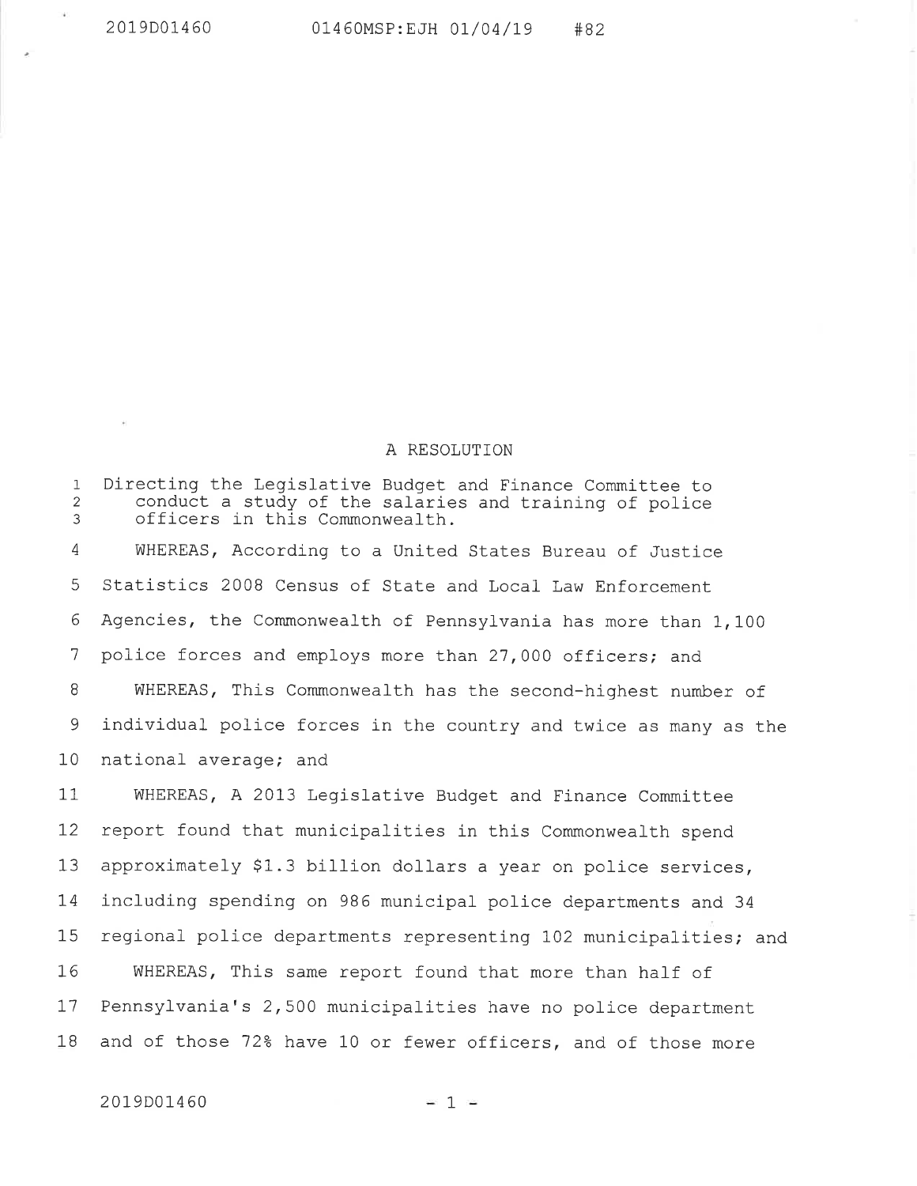# A RESOLUTION

Directing the Legislative Budget and Finance Committee to conduct a study of the salaries and training of police officers in this Commonwealth.

WHEREAS, According to a United States Bureau of Justice Statistics 2008 Census of State and Local Law Enforcement Agencies, the Commonwealth of Pennsylvania has more than 1,100 police forces and employs more than 27,000 officers; and

WHEREAS, This Commonwealth has the second-highest number of individual police forces in the country and twice as many as the national average; and

WHEREAS, A 2013 Legislative Budget and Finance Committee report found that municipalities in this Commonwealth spend approximately $1.3 billion dollars a year on police services, including spending on 986 municipal police departments and 34 regional police departments representing 102 municipalities; and

WHEREAS, This same report found that more than half of Pennsylvania's 2,500 municipalities have no police department and of those 72% have 10 or fewer officers, and of those more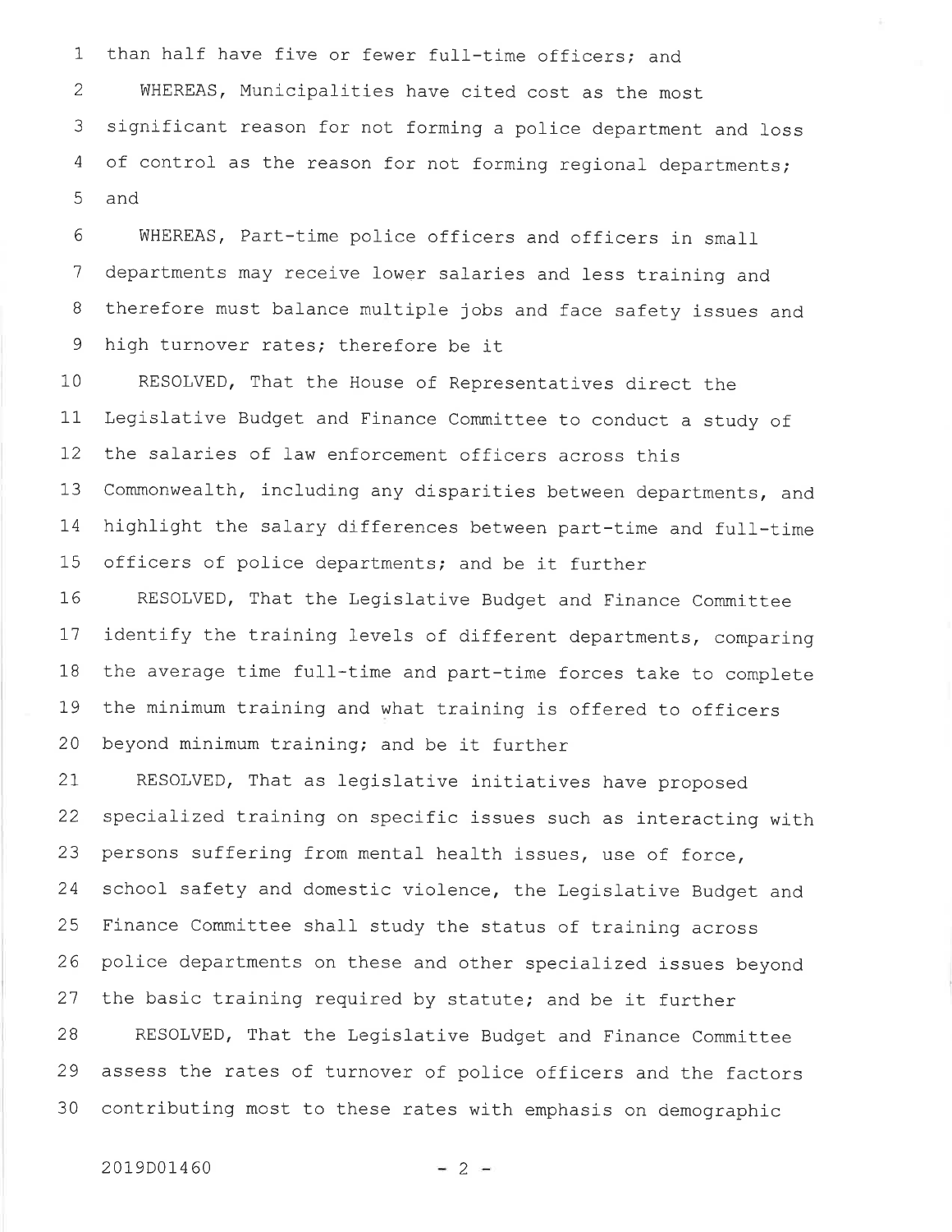than half have five or fewer full-time officers; and

WHEREAS, Municipalities have cited cost as the most significant reason for not forming a police department and loss of control as the reason for not forming regional departments; and

WHEREAS, Part-time police officers and officers in small departments may receive lower salaries and less training and therefore must balance multiple jobs and face safety issues and high turnover rates; therefore be it

RESOLVED, That the House of Representatives direct the Legislative Budget and Finance Committee to conduct a study of the salaries of law enforcement officers across this Commonwealth, including any disparities between departments, and highlight the salary differences between part-time and full-time officers of police departments; and be it further

RESOLVED, That the Legislative Budget and Finance Committee identify the training levels of different departments, comparing the average time full-time and part-time forces take to complete the minimum training and what training is offered to officers beyond minimum training; and be it further

RESOLVED, That as legislative initiatives have proposed specialized training on specific issues such as interacting with persons suffering from mental health issues, use of force, school safety and domestic violence, the Legislative Budget and Finance Committee shall study the status of training across police departments on these and other specialized issues beyond the basic training required by statute; and be it further

RESOLVED, That the Legislative Budget and Finance Committee assess the rates of turnover of police officers and the factors contributing most to these rates with emphasis on demographic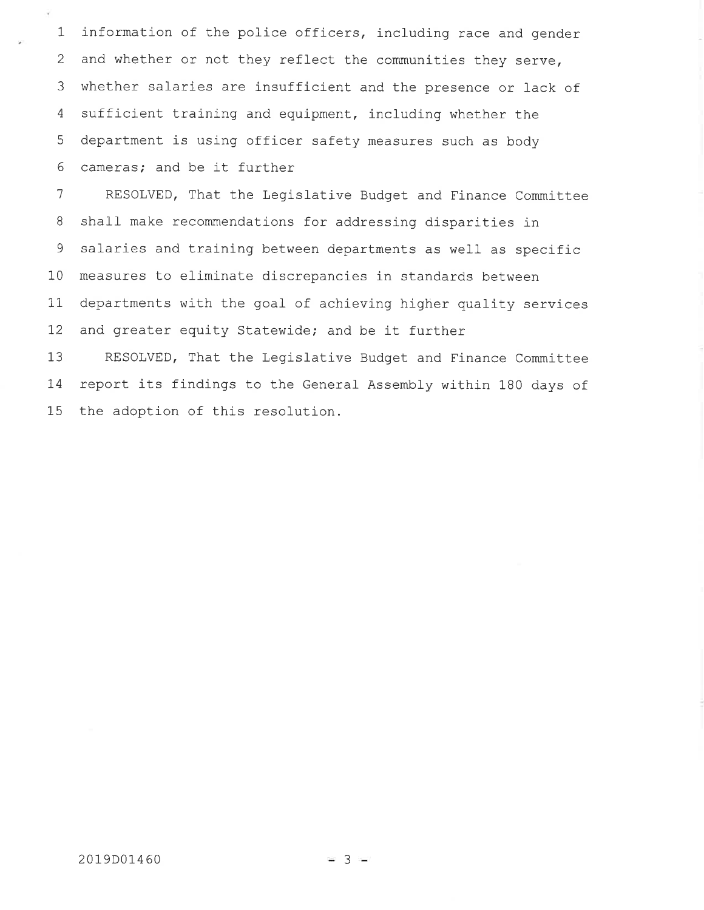information of the police officers, including race and gender and whether or not they reflect the communities they serve, whether salaries are insufficient and the presence or lack of sufficient training and equipment, including whether the department is using officer safety measures such as body cameras; and be it further

RESOLVED, That the Legislative Budget and Finance Committee shall make recommendations for addressing disparities in salaries and training between departments as well as specific measures to eliminate discrepancies in standards between departments with the goal of achieving higher quality services and greater equity Statewide; and be it further

RESOLVED, That the Legislative Budget and Finance Committee report its findings to the General Assembly within 180 days of the adoption of this resolution.

2019D01460